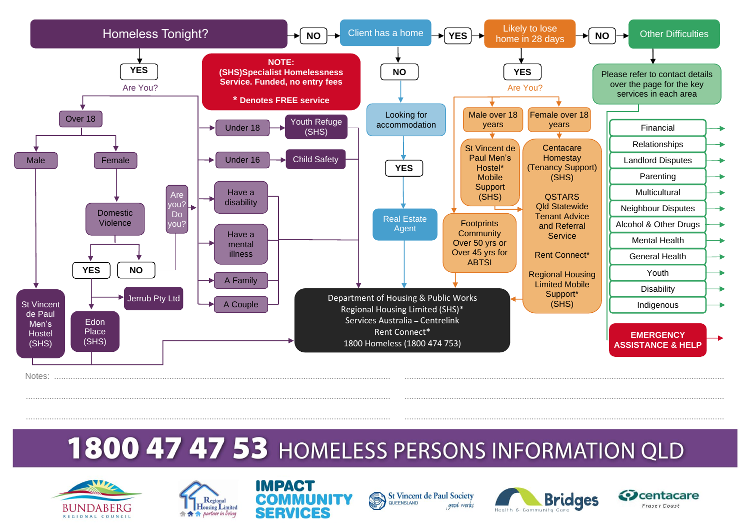# Homeless Tonight?

**NOTE:**
**(SHS)Specialist Homelessness Service. Funded, no entry fees**

**\* Denotes FREE service**

## YES — Are You?

- **Over 18**
  - **Male** → St Vincent de Paul Men's Hostel (SHS)
  - **Female** → Domestic Violence
    - YES → Edon Place (SHS)
    - NO → Are you? Do you?
- **Under 18** → Youth Refuge (SHS)
- **Under 16** → Child Safety
- **Have a disability**
- **Have a mental illness**
- **A Family**
- **A Couple**

Jerrub Pty Ltd

## NO — Client has a home

- **NO** → Looking for accommodation → **YES** → Real Estate Agent
- **YES** → Likely to lose home in 28 days
  - **YES** — Are You?
    - **Male over 18 years** → St Vincent de Paul Men's Hostel* Mobile Support (SHS)
    - **Female over 18 years** → Centacare Homestay (Tenancy Support) (SHS)
      - QSTARS Qld Statewide Tenant Advice and Referral Service
      - Rent Connect*
      - Regional Housing Limited Mobile Support* (SHS)
    - Footprints Community Over 50 yrs or Over 45 yrs for ABTSI
  - **NO** → Other Difficulties

## Department of Housing & Public Works

Regional Housing Limited (SHS)*
Services Australia – Centrelink
Rent Connect*
1800 Homeless (1800 474 753)

## Other Difficulties

Please refer to contact details over the page for the key services in each area

- Financial
- Relationships
- Landlord Disputes
- Parenting
- Multicultural
- Neighbour Disputes
- Alcohol & Other Drugs
- Mental Health
- General Health
- Youth
- Disability
- Indigenous

**EMERGENCY ASSISTANCE & HELP**

Notes: ..................................................................................................

# 1800 47 47 53 HOMELESS PERSONS INFORMATION QLD

Bundaberg Regional Council | Regional Housing Limited – partner in living | Impact Community Services | St Vincent de Paul Society Queensland – good works | Bridges Health & Community Care | centacare Fraser Coast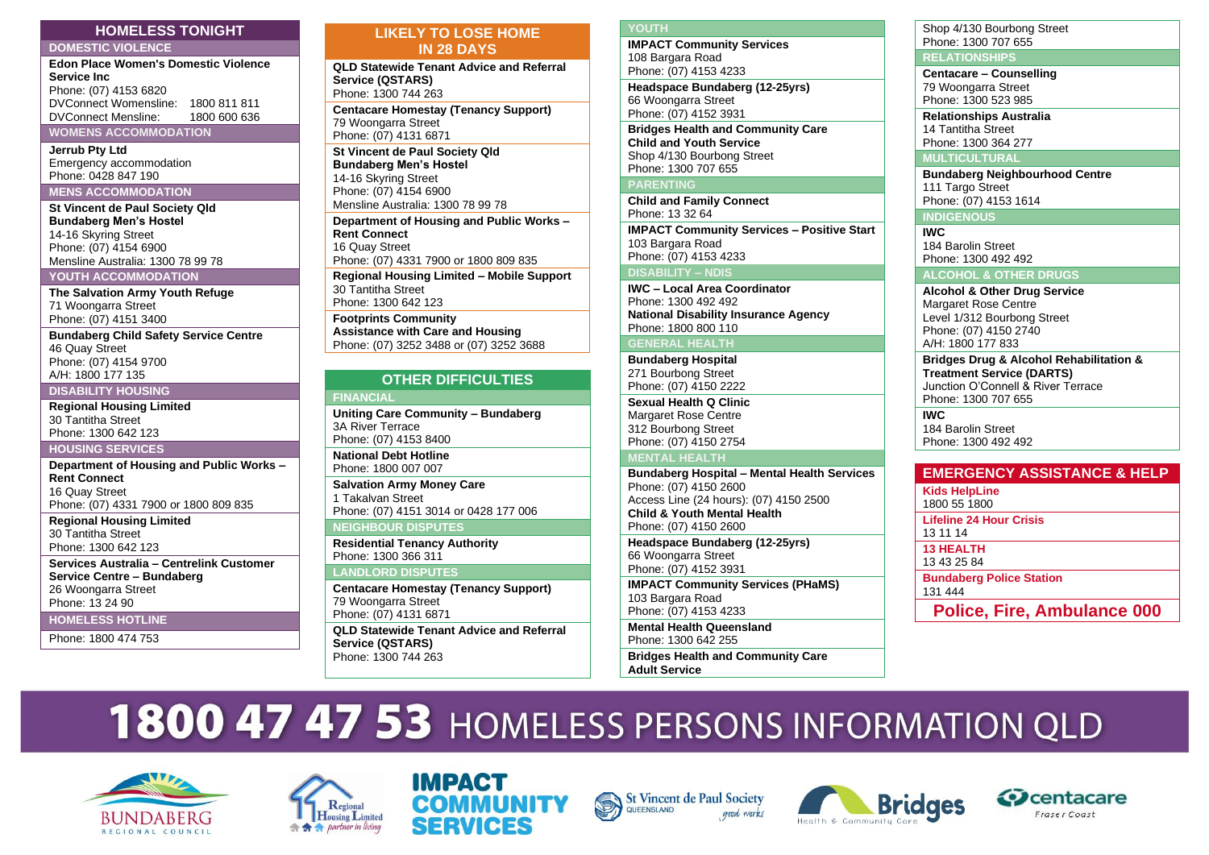## HOMELESS TONIGHT

### DOMESTIC VIOLENCE

**Edon Place Women's Domestic Violence Service Inc**
Phone: (07) 4153 6820
DVConnect Womensline: 1800 811 811
DVConnect Mensline: 1800 600 636

### WOMENS ACCOMMODATION

**Jerrub Pty Ltd**
Emergency accommodation
Phone: 0428 847 190

### MENS ACCOMMODATION

**St Vincent de Paul Society Qld Bundaberg Men's Hostel**
14-16 Skyring Street
Phone: (07) 4154 6900
Mensline Australia: 1300 78 99 78

### YOUTH ACCOMMODATION

**The Salvation Army Youth Refuge**
71 Woongarra Street
Phone: (07) 4151 3400

**Bundaberg Child Safety Service Centre**
46 Quay Street
Phone: (07) 4154 9700
A/H: 1800 177 135

### DISABILITY HOUSING

**Regional Housing Limited**
30 Tantitha Street
Phone: 1300 642 123

### HOUSING SERVICES

**Department of Housing and Public Works – Rent Connect**
16 Quay Street
Phone: (07) 4331 7900 or 1800 809 835

**Regional Housing Limited**
30 Tantitha Street
Phone: 1300 642 123

**Services Australia – Centrelink Customer Service Centre – Bundaberg**
26 Woongarra Street
Phone: 13 24 90

### HOMELESS HOTLINE

Phone: 1800 474 753

## LIKELY TO LOSE HOME IN 28 DAYS

**QLD Statewide Tenant Advice and Referral Service (QSTARS)**
Phone: 1300 744 263

**Centacare Homestay (Tenancy Support)**
79 Woongarra Street
Phone: (07) 4131 6871

**St Vincent de Paul Society Qld Bundaberg Men's Hostel**
14-16 Skyring Street
Phone: (07) 4154 6900
Mensline Australia: 1300 78 99 78

**Department of Housing and Public Works – Rent Connect**
16 Quay Street
Phone: (07) 4331 7900 or 1800 809 835

**Regional Housing Limited – Mobile Support**
30 Tantitha Street
Phone: 1300 642 123

**Footprints Community Assistance with Care and Housing**
Phone: (07) 3252 3488 or (07) 3252 3688

## OTHER DIFFICULTIES

### FINANCIAL

**Uniting Care Community – Bundaberg**
3A River Terrace
Phone: (07) 4153 8400

**National Debt Hotline**
Phone: 1800 007 007

**Salvation Army Money Care**
1 Takalvan Street
Phone: (07) 4151 3014 or 0428 177 006

### NEIGHBOUR DISPUTES

**Residential Tenancy Authority**
Phone: 1300 366 311

### LANDLORD DISPUTES

**Centacare Homestay (Tenancy Support)**
79 Woongarra Street
Phone: (07) 4131 6871

**QLD Statewide Tenant Advice and Referral Service (QSTARS)**
Phone: 1300 744 263

### YOUTH

**IMPACT Community Services**
108 Bargara Road
Phone: (07) 4153 4233

**Headspace Bundaberg (12-25yrs)**
66 Woongarra Street
Phone: (07) 4152 3931

**Bridges Health and Community Care Child and Youth Service**
Shop 4/130 Bourbong Street
Phone: 1300 707 655

### PARENTING

**Child and Family Connect**
Phone: 13 32 64

**IMPACT Community Services – Positive Start**
103 Bargara Road
Phone: (07) 4153 4233

### DISABILITY – NDIS

**IWC – Local Area Coordinator**
Phone: 1300 492 492

**National Disability Insurance Agency**
Phone: 1800 800 110

### GENERAL HEALTH

**Bundaberg Hospital**
271 Bourbong Street
Phone: (07) 4150 2222

**Sexual Health Q Clinic**
Margaret Rose Centre
312 Bourbong Street
Phone: (07) 4150 2754

### MENTAL HEALTH

**Bundaberg Hospital – Mental Health Services**
Phone: (07) 4150 2600
Access Line (24 hours): (07) 4150 2500

**Child & Youth Mental Health**
Phone: (07) 4150 2600

**Headspace Bundaberg (12-25yrs)**
66 Woongarra Street
Phone: (07) 4152 3931

**IMPACT Community Services (PHaMS)**
103 Bargara Road
Phone: (07) 4153 4233

**Mental Health Queensland**
Phone: 1300 642 255

**Bridges Health and Community Care Adult Service**
Shop 4/130 Bourbong Street
Phone: 1300 707 655

### RELATIONSHIPS

**Centacare – Counselling**
79 Woongarra Street
Phone: 1300 523 985

**Relationships Australia**
14 Tantitha Street
Phone: 1300 364 277

### MULTICULTURAL

**Bundaberg Neighbourhood Centre**
111 Targo Street
Phone: (07) 4153 1614

### INDIGENOUS

**IWC**
184 Barolin Street
Phone: 1300 492 492

### ALCOHOL & OTHER DRUGS

**Alcohol & Other Drug Service**
Margaret Rose Centre
Level 1/312 Bourbong Street
Phone: (07) 4150 2740
A/H: 1800 177 833

**Bridges Drug & Alcohol Rehabilitation & Treatment Service (DARTS)**
Junction O'Connell & River Terrace
Phone: 1300 707 655

**IWC**
184 Barolin Street
Phone: 1300 492 492

## EMERGENCY ASSISTANCE & HELP

**Kids HelpLine**
1800 55 1800

**Lifeline 24 Hour Crisis**
13 11 14

**13 HEALTH**
13 43 25 84

**Bundaberg Police Station**
131 444

**Police, Fire, Ambulance 000**

# 1800 47 47 53 HOMELESS PERSONS INFORMATION QLD

Bundaberg Regional Council · Regional Housing Limited – partner in living · IMPACT Community Services · St Vincent de Paul Society Queensland – good works · Bridges Health & Community Care · centacare Fraser Coast